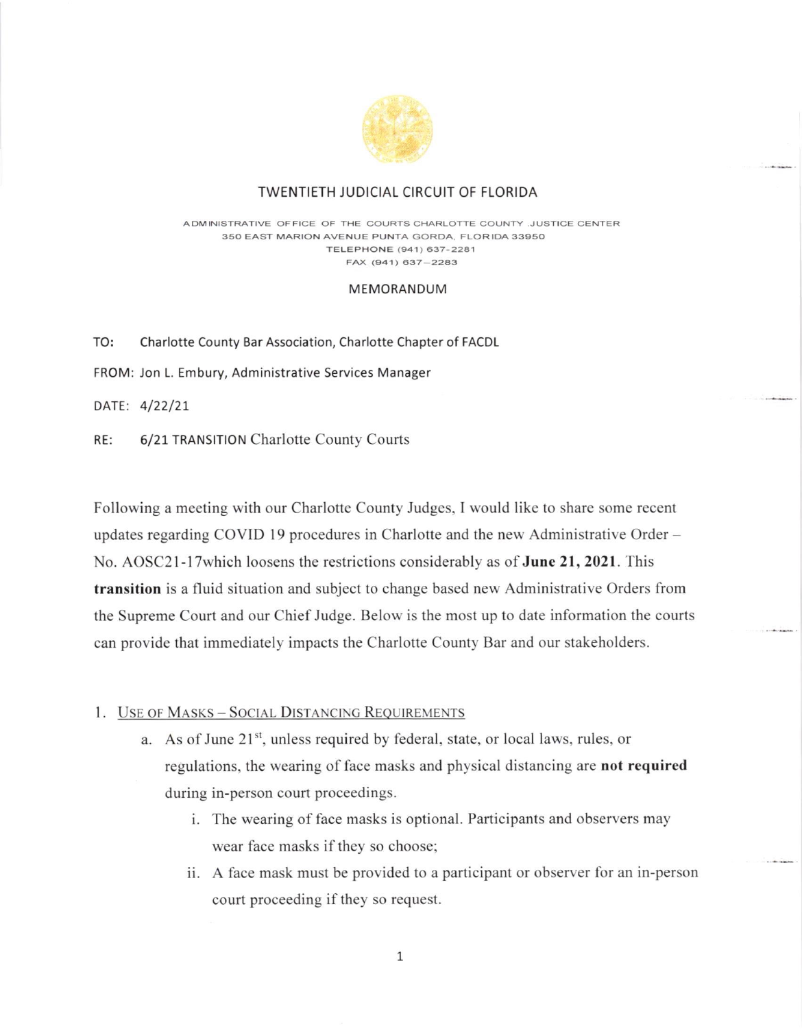# TWENTIETH JUDICIAL CIRCUIT OF FLORIDA

ADMINISTRATIVE OFFICE OF THE COURTS CHARLOTTE COUNTY JUSTICE CENTER
350 EAST MARION AVENUE PUNTA GORDA, FLORIDA 33950
TELEPHONE (941) 637-2281
FAX (941) 637-2283

## MEMORANDUM

**TO:** Charlotte County Bar Association, Charlotte Chapter of FACDL

**FROM:** Jon L. Embury, Administrative Services Manager

**DATE:** 4/22/21

**RE:** 6/21 TRANSITION Charlotte County Courts

Following a meeting with our Charlotte County Judges, I would like to share some recent updates regarding COVID 19 procedures in Charlotte and the new Administrative Order – No. AOSC21-17which loosens the restrictions considerably as of **June 21, 2021**. This **transition** is a fluid situation and subject to change based new Administrative Orders from the Supreme Court and our Chief Judge. Below is the most up to date information the courts can provide that immediately impacts the Charlotte County Bar and our stakeholders.

1. Use of Masks – Social Distancing Requirements
   a. As of June 21st, unless required by federal, state, or local laws, rules, or regulations, the wearing of face masks and physical distancing are **not required** during in-person court proceedings.
      i. The wearing of face masks is optional. Participants and observers may wear face masks if they so choose;
      ii. A face mask must be provided to a participant or observer for an in-person court proceeding if they so request.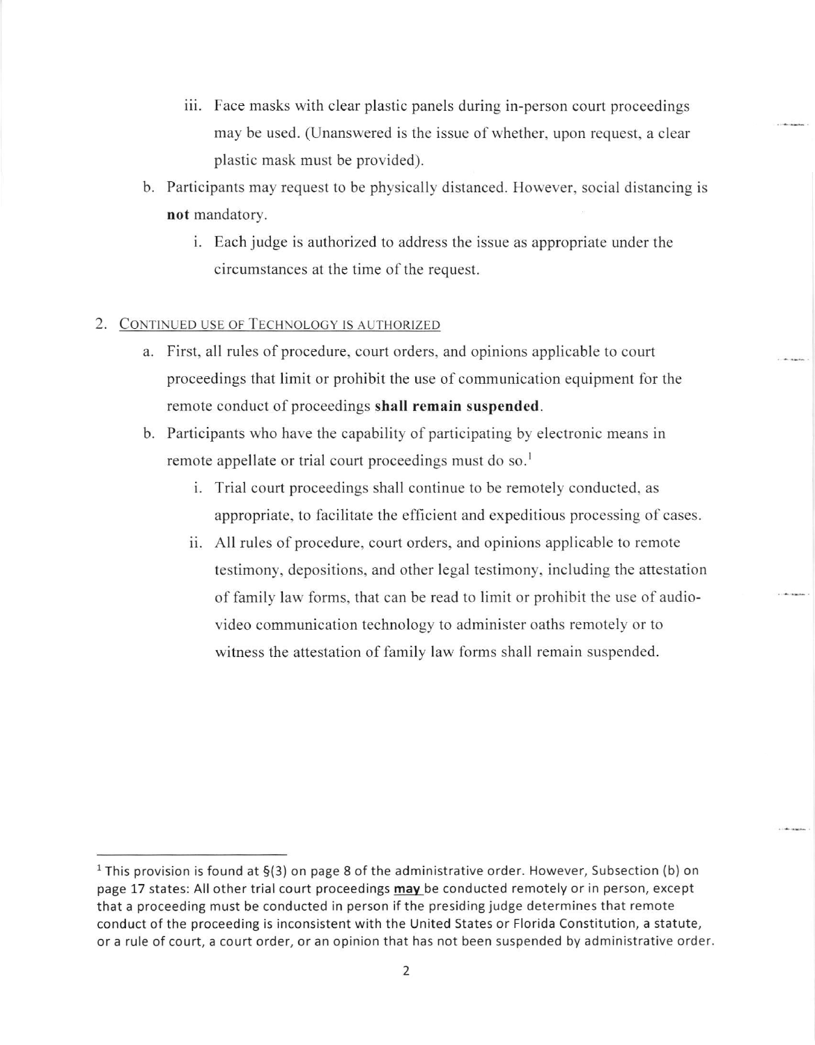iii. Face masks with clear plastic panels during in-person court proceedings may be used. (Unanswered is the issue of whether, upon request, a clear plastic mask must be provided).

b. Participants may request to be physically distanced. However, social distancing is **not** mandatory.

   i. Each judge is authorized to address the issue as appropriate under the circumstances at the time of the request.

2. <u>Continued use of Technology is Authorized</u>

   a. First, all rules of procedure, court orders, and opinions applicable to court proceedings that limit or prohibit the use of communication equipment for the remote conduct of proceedings **shall remain suspended**.

   b. Participants who have the capability of participating by electronic means in remote appellate or trial court proceedings must do so.[1]

      i. Trial court proceedings shall continue to be remotely conducted, as appropriate, to facilitate the efficient and expeditious processing of cases.

      ii. All rules of procedure, court orders, and opinions applicable to remote testimony, depositions, and other legal testimony, including the attestation of family law forms, that can be read to limit or prohibit the use of audio-video communication technology to administer oaths remotely or to witness the attestation of family law forms shall remain suspended.

---

[1] This provision is found at §(3) on page 8 of the administrative order. However, Subsection (b) on page 17 states: All other trial court proceedings **<u>may</u>** be conducted remotely or in person, except that a proceeding must be conducted in person if the presiding judge determines that remote conduct of the proceeding is inconsistent with the United States or Florida Constitution, a statute, or a rule of court, a court order, or an opinion that has not been suspended by administrative order.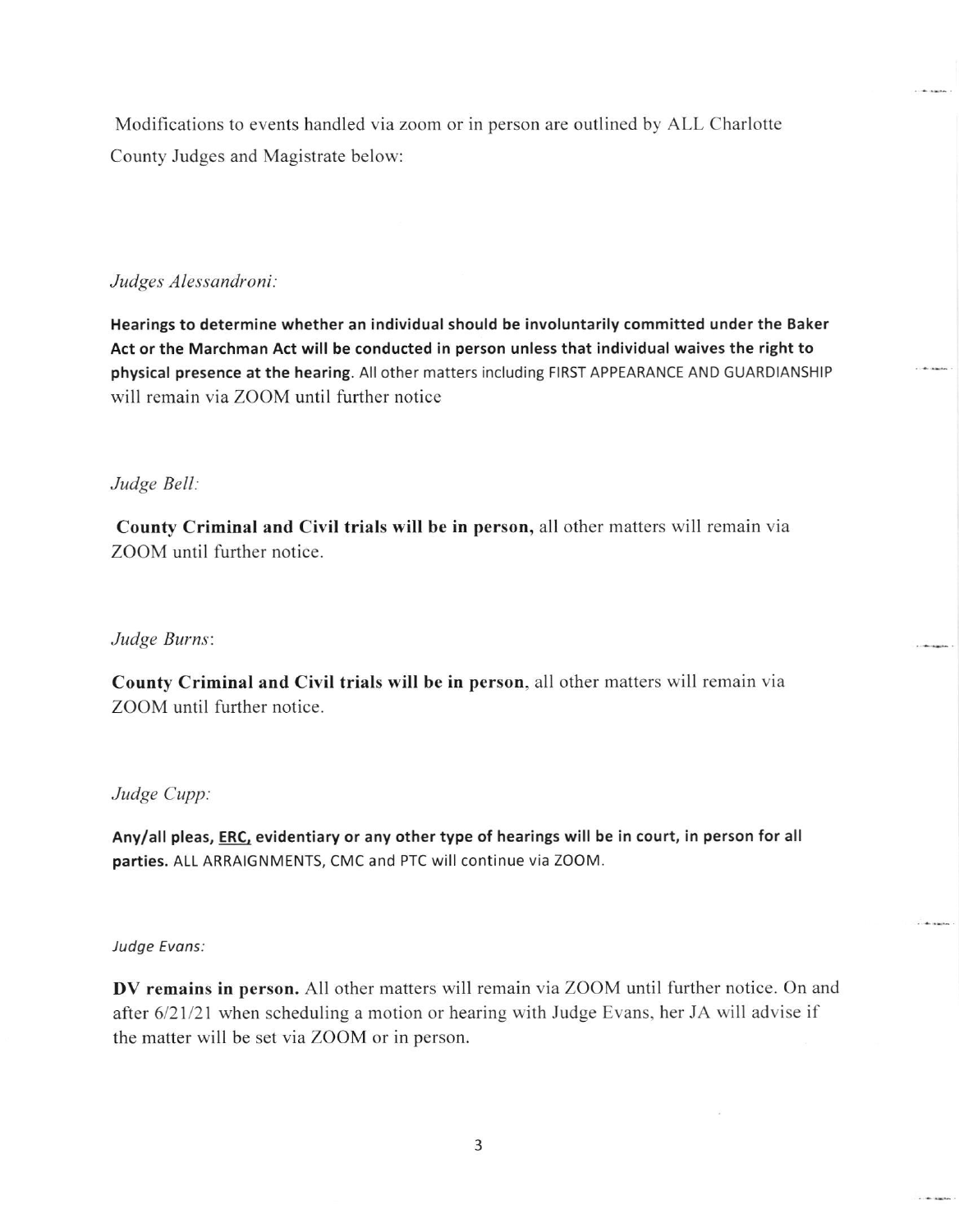Modifications to events handled via zoom or in person are outlined by ALL Charlotte County Judges and Magistrate below:

*Judges Alessandroni:*

**Hearings to determine whether an individual should be involuntarily committed under the Baker Act or the Marchman Act will be conducted in person unless that individual waives the right to physical presence at the hearing.** All other matters including FIRST APPEARANCE AND GUARDIANSHIP will remain via ZOOM until further notice

*Judge Bell:*

**County Criminal and Civil trials will be in person,** all other matters will remain via ZOOM until further notice.

*Judge Burns*:

**County Criminal and Civil trials will be in person**, all other matters will remain via ZOOM until further notice.

*Judge Cupp:*

**Any/all pleas, <u>ERC,</u> evidentiary or any other type of hearings will be in court, in person for all parties.** ALL ARRAIGNMENTS, CMC and PTC will continue via ZOOM.

*Judge Evans:*

**DV remains in person.** All other matters will remain via ZOOM until further notice. On and after 6/21/21 when scheduling a motion or hearing with Judge Evans, her JA will advise if the matter will be set via ZOOM or in person.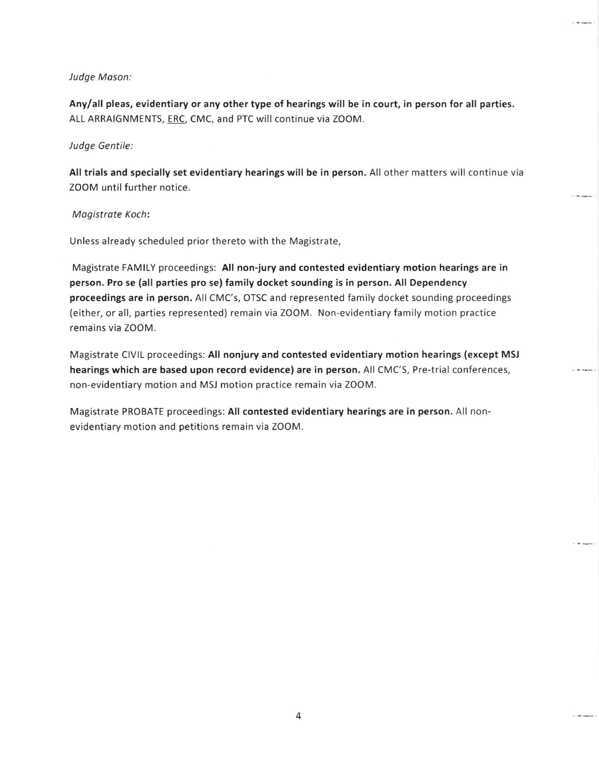*Judge Mason:*

**Any/all pleas, evidentiary or any other type of hearings will be in court, in person for all parties.** ALL ARRAIGNMENTS, <u>ERC</u>, CMC, and PTC will continue via ZOOM.

*Judge Gentile:*

**All trials and specially set evidentiary hearings will be in person.** All other matters will continue via ZOOM until further notice.

*Magistrate Koch*:

Unless already scheduled prior thereto with the Magistrate,

Magistrate FAMILY proceedings: **All non-jury and contested evidentiary motion hearings are in person. Pro se (all parties pro se) family docket sounding is in person. All Dependency proceedings are in person.** All CMC's, OTSC and represented family docket sounding proceedings (either, or all, parties represented) remain via ZOOM. Non-evidentiary family motion practice remains via ZOOM.

Magistrate CIVIL proceedings: **All nonjury and contested evidentiary motion hearings (except MSJ hearings which are based upon record evidence) are in person.** All CMC'S, Pre-trial conferences, non-evidentiary motion and MSJ motion practice remain via ZOOM.

Magistrate PROBATE proceedings: **All contested evidentiary hearings are in person.** All non-evidentiary motion and petitions remain via ZOOM.